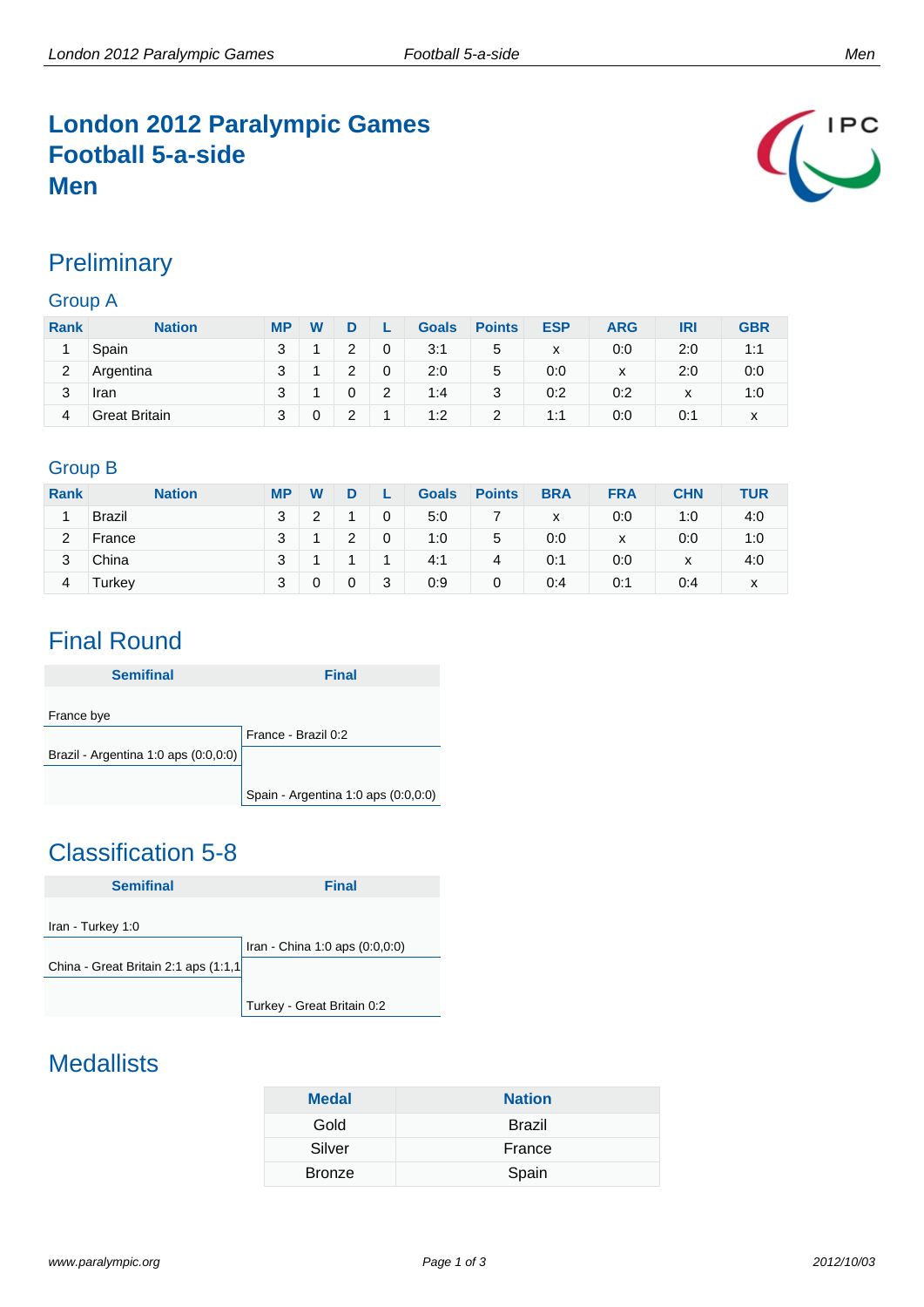# London 2012 Paralympic Games
# Football 5-a-side
# Men

## Preliminary

### Group A

| Rank | Nation | MP | W | D | L | Goals | Points | ESP | ARG | IRI | GBR |
|---|---|---|---|---|---|---|---|---|---|---|---|
| 1 | Spain | 3 | 1 | 2 | 0 | 3:1 | 5 | x | 0:0 | 2:0 | 1:1 |
| 2 | Argentina | 3 | 1 | 2 | 0 | 2:0 | 5 | 0:0 | x | 2:0 | 0:0 |
| 3 | Iran | 3 | 1 | 0 | 2 | 1:4 | 3 | 0:2 | 0:2 | x | 1:0 |
| 4 | Great Britain | 3 | 0 | 2 | 1 | 1:2 | 2 | 1:1 | 0:0 | 0:1 | x |

### Group B

| Rank | Nation | MP | W | D | L | Goals | Points | BRA | FRA | CHN | TUR |
|---|---|---|---|---|---|---|---|---|---|---|---|
| 1 | Brazil | 3 | 2 | 1 | 0 | 5:0 | 7 | x | 0:0 | 1:0 | 4:0 |
| 2 | France | 3 | 1 | 2 | 0 | 1:0 | 5 | 0:0 | x | 0:0 | 1:0 |
| 3 | China | 3 | 1 | 1 | 1 | 4:1 | 4 | 0:1 | 0:0 | x | 4:0 |
| 4 | Turkey | 3 | 0 | 0 | 3 | 0:9 | 0 | 0:4 | 0:1 | 0:4 | x |

## Final Round

| Semifinal | Final |
|---|---|
| France bye | |
| | France - Brazil 0:2 |
| Brazil - Argentina 1:0 aps (0:0,0:0) | |
| | Spain - Argentina 1:0 aps (0:0,0:0) |

## Classification 5-8

| Semifinal | Final |
|---|---|
| Iran - Turkey 1:0 | |
| | Iran - China 1:0 aps (0:0,0:0) |
| China - Great Britain 2:1 aps (1:1,1 | |
| | Turkey - Great Britain 0:2 |

## Medallists

| Medal | Nation |
|---|---|
| Gold | Brazil |
| Silver | France |
| Bronze | Spain |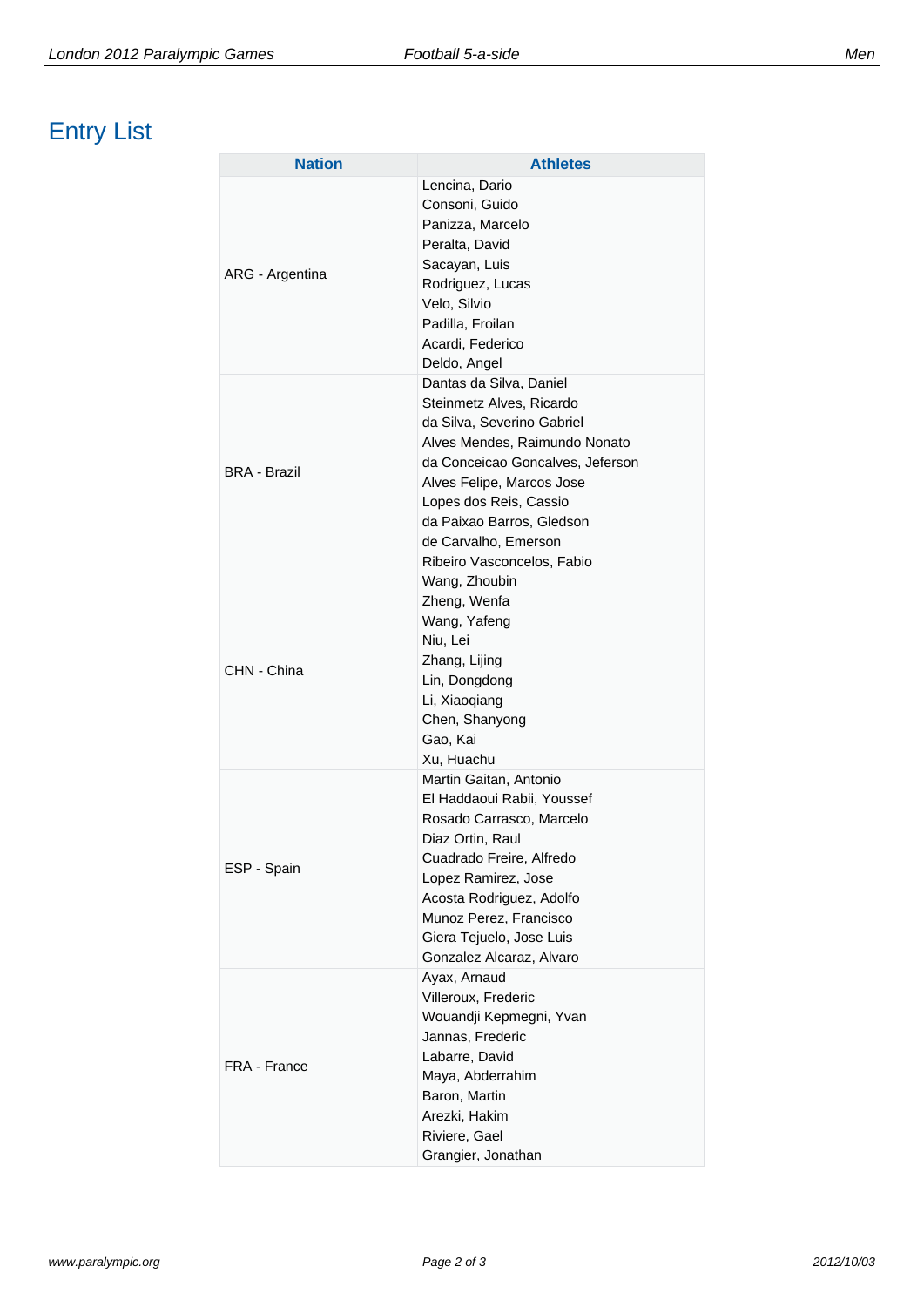# Entry List

| Nation | Athletes |
|---|---|
| ARG - Argentina | Lencina, Dario |
| | Consoni, Guido |
| | Panizza, Marcelo |
| | Peralta, David |
| | Sacayan, Luis |
| | Rodriguez, Lucas |
| | Velo, Silvio |
| | Padilla, Froilan |
| | Acardi, Federico |
| | Deldo, Angel |
| BRA - Brazil | Dantas da Silva, Daniel |
| | Steinmetz Alves, Ricardo |
| | da Silva, Severino Gabriel |
| | Alves Mendes, Raimundo Nonato |
| | da Conceicao Goncalves, Jeferson |
| | Alves Felipe, Marcos Jose |
| | Lopes dos Reis, Cassio |
| | da Paixao Barros, Gledson |
| | de Carvalho, Emerson |
| | Ribeiro Vasconcelos, Fabio |
| CHN - China | Wang, Zhoubin |
| | Zheng, Wenfa |
| | Wang, Yafeng |
| | Niu, Lei |
| | Zhang, Lijing |
| | Lin, Dongdong |
| | Li, Xiaoqiang |
| | Chen, Shanyong |
| | Gao, Kai |
| | Xu, Huachu |
| ESP - Spain | Martin Gaitan, Antonio |
| | El Haddaoui Rabii, Youssef |
| | Rosado Carrasco, Marcelo |
| | Diaz Ortin, Raul |
| | Cuadrado Freire, Alfredo |
| | Lopez Ramirez, Jose |
| | Acosta Rodriguez, Adolfo |
| | Munoz Perez, Francisco |
| | Giera Tejuelo, Jose Luis |
| | Gonzalez Alcaraz, Alvaro |
| FRA - France | Ayax, Arnaud |
| | Villeroux, Frederic |
| | Wouandji Kepmegni, Yvan |
| | Jannas, Frederic |
| | Labarre, David |
| | Maya, Abderrahim |
| | Baron, Martin |
| | Arezki, Hakim |
| | Riviere, Gael |
| | Grangier, Jonathan |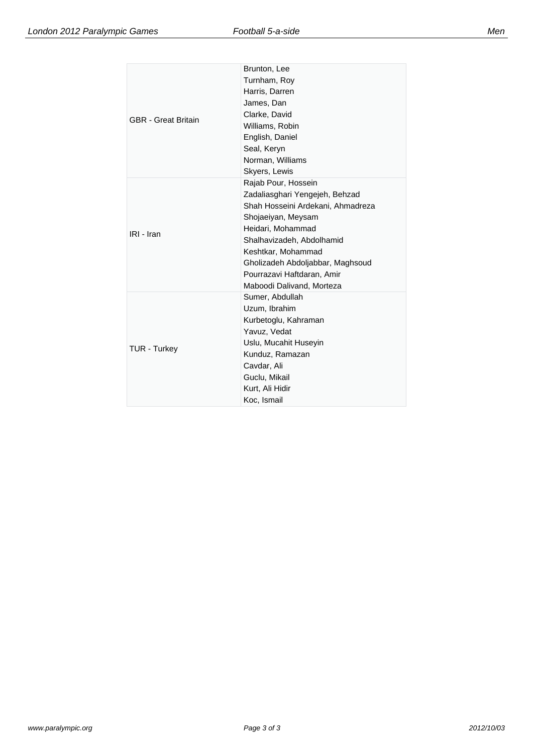| | |
|---|---|
| GBR - Great Britain | Brunton, Lee<br>Turnham, Roy<br>Harris, Darren<br>James, Dan<br>Clarke, David<br>Williams, Robin<br>English, Daniel<br>Seal, Keryn<br>Norman, Williams<br>Skyers, Lewis |
| IRI - Iran | Rajab Pour, Hossein<br>Zadaliasghari Yengejeh, Behzad<br>Shah Hosseini Ardekani, Ahmadreza<br>Shojaeiyan, Meysam<br>Heidari, Mohammad<br>Shalhavizadeh, Abdolhamid<br>Keshtkar, Mohammad<br>Gholizadeh Abdoljabbar, Maghsoud<br>Pourrazavi Haftdaran, Amir<br>Maboodi Dalivand, Morteza |
| TUR - Turkey | Sumer, Abdullah<br>Uzum, Ibrahim<br>Kurbetoglu, Kahraman<br>Yavuz, Vedat<br>Uslu, Mucahit Huseyin<br>Kunduz, Ramazan<br>Cavdar, Ali<br>Guclu, Mikail<br>Kurt, Ali Hidir<br>Koc, Ismail |